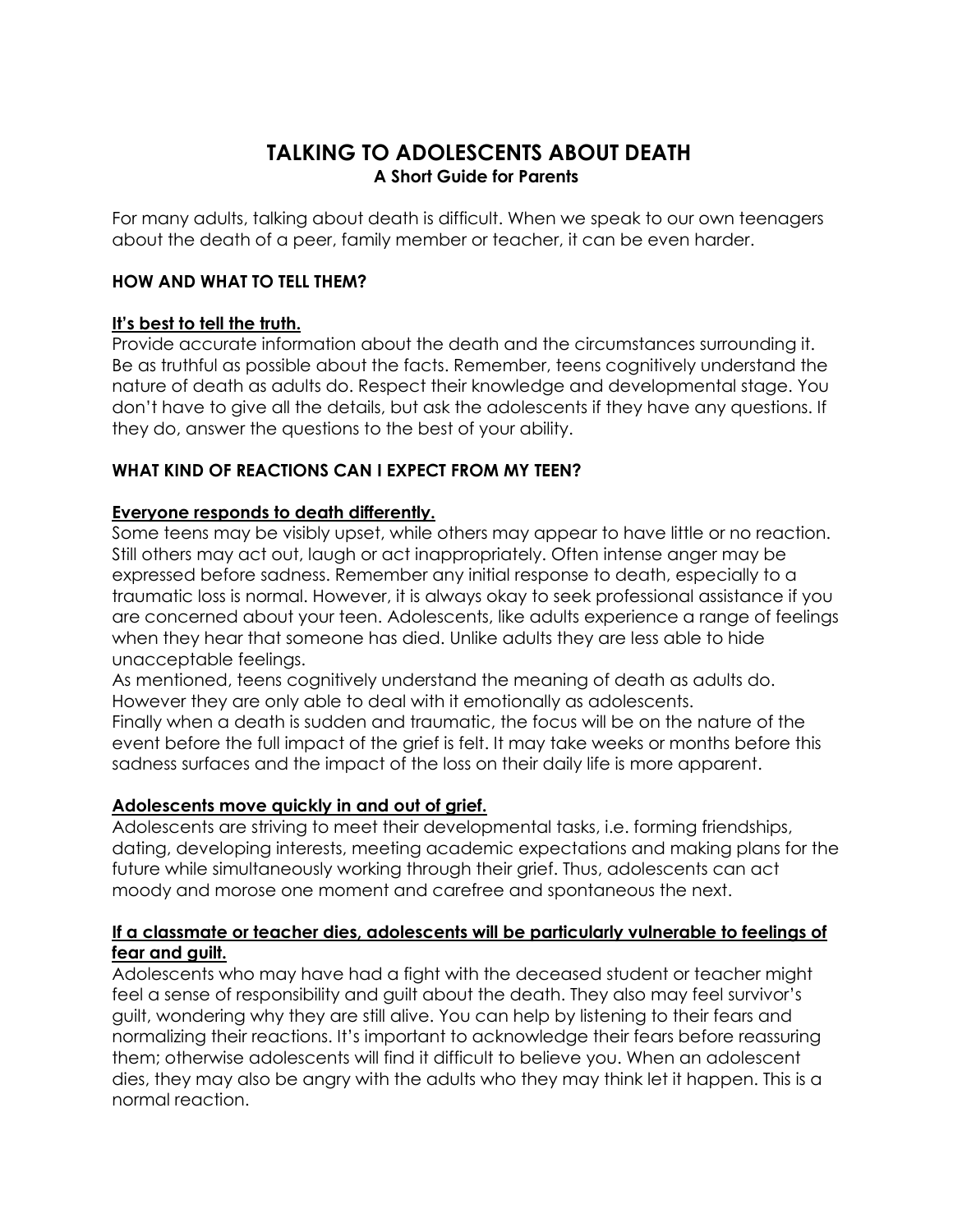# TALKING TO ADOLESCENTS ABOUT DEATH

**A Short Guide for Parents**

For many adults, talking about death is difficult. When we speak to our own teenagers about the death of a peer, family member or teacher, it can be even harder.

## HOW AND WHAT TO TELL THEM?

**<u>It's best to tell the truth.</u>**

Provide accurate information about the death and the circumstances surrounding it. Be as truthful as possible about the facts. Remember, teens cognitively understand the nature of death as adults do. Respect their knowledge and developmental stage. You don't have to give all the details, but ask the adolescents if they have any questions. If they do, answer the questions to the best of your ability.

## WHAT KIND OF REACTIONS CAN I EXPECT FROM MY TEEN?

**<u>Everyone responds to death differently.</u>**

Some teens may be visibly upset, while others may appear to have little or no reaction. Still others may act out, laugh or act inappropriately. Often intense anger may be expressed before sadness. Remember any initial response to death, especially to a traumatic loss is normal. However, it is always okay to seek professional assistance if you are concerned about your teen. Adolescents, like adults experience a range of feelings when they hear that someone has died. Unlike adults they are less able to hide unacceptable feelings.

As mentioned, teens cognitively understand the meaning of death as adults do. However they are only able to deal with it emotionally as adolescents.

Finally when a death is sudden and traumatic, the focus will be on the nature of the event before the full impact of the grief is felt. It may take weeks or months before this sadness surfaces and the impact of the loss on their daily life is more apparent.

**<u>Adolescents move quickly in and out of grief.</u>**

Adolescents are striving to meet their developmental tasks, i.e. forming friendships, dating, developing interests, meeting academic expectations and making plans for the future while simultaneously working through their grief. Thus, adolescents can act moody and morose one moment and carefree and spontaneous the next.

**<u>If a classmate or teacher dies, adolescents will be particularly vulnerable to feelings of fear and guilt.</u>**

Adolescents who may have had a fight with the deceased student or teacher might feel a sense of responsibility and guilt about the death. They also may feel survivor's guilt, wondering why they are still alive. You can help by listening to their fears and normalizing their reactions. It's important to acknowledge their fears before reassuring them; otherwise adolescents will find it difficult to believe you. When an adolescent dies, they may also be angry with the adults who they may think let it happen. This is a normal reaction.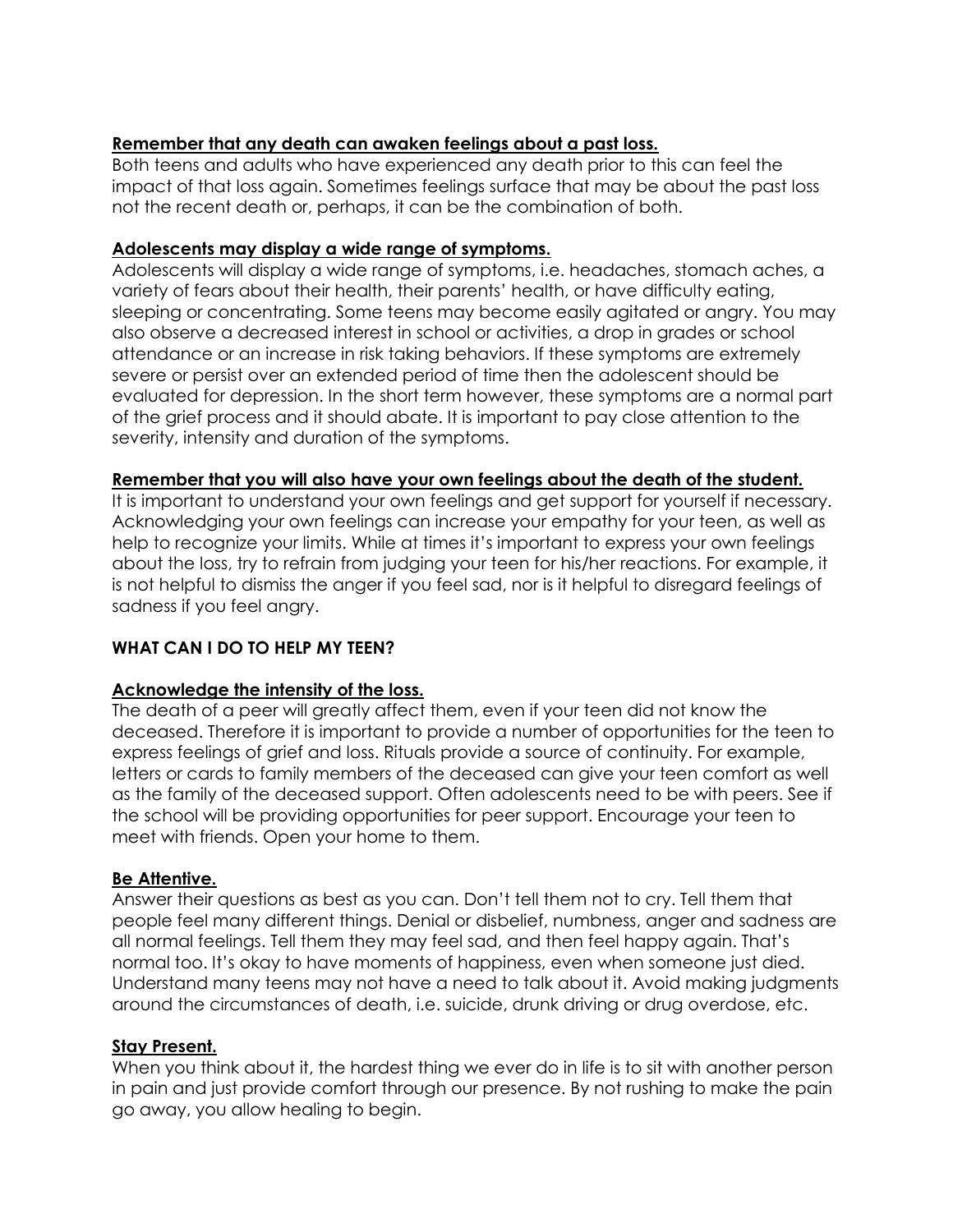**Remember that any death can awaken feelings about a past loss.**
Both teens and adults who have experienced any death prior to this can feel the impact of that loss again. Sometimes feelings surface that may be about the past loss not the recent death or, perhaps, it can be the combination of both.

**Adolescents may display a wide range of symptoms.**
Adolescents will display a wide range of symptoms, i.e. headaches, stomach aches, a variety of fears about their health, their parents' health, or have difficulty eating, sleeping or concentrating. Some teens may become easily agitated or angry. You may also observe a decreased interest in school or activities, a drop in grades or school attendance or an increase in risk taking behaviors. If these symptoms are extremely severe or persist over an extended period of time then the adolescent should be evaluated for depression. In the short term however, these symptoms are a normal part of the grief process and it should abate. It is important to pay close attention to the severity, intensity and duration of the symptoms.

**Remember that you will also have your own feelings about the death of the student.**
It is important to understand your own feelings and get support for yourself if necessary. Acknowledging your own feelings can increase your empathy for your teen, as well as help to recognize your limits. While at times it's important to express your own feelings about the loss, try to refrain from judging your teen for his/her reactions. For example, it is not helpful to dismiss the anger if you feel sad, nor is it helpful to disregard feelings of sadness if you feel angry.

## WHAT CAN I DO TO HELP MY TEEN?

**Acknowledge the intensity of the loss.**
The death of a peer will greatly affect them, even if your teen did not know the deceased. Therefore it is important to provide a number of opportunities for the teen to express feelings of grief and loss. Rituals provide a source of continuity. For example, letters or cards to family members of the deceased can give your teen comfort as well as the family of the deceased support. Often adolescents need to be with peers. See if the school will be providing opportunities for peer support. Encourage your teen to meet with friends. Open your home to them.

**Be Attentive.**
Answer their questions as best as you can. Don't tell them not to cry. Tell them that people feel many different things. Denial or disbelief, numbness, anger and sadness are all normal feelings. Tell them they may feel sad, and then feel happy again. That's normal too. It's okay to have moments of happiness, even when someone just died. Understand many teens may not have a need to talk about it. Avoid making judgments around the circumstances of death, i.e. suicide, drunk driving or drug overdose, etc.

**Stay Present.**
When you think about it, the hardest thing we ever do in life is to sit with another person in pain and just provide comfort through our presence. By not rushing to make the pain go away, you allow healing to begin.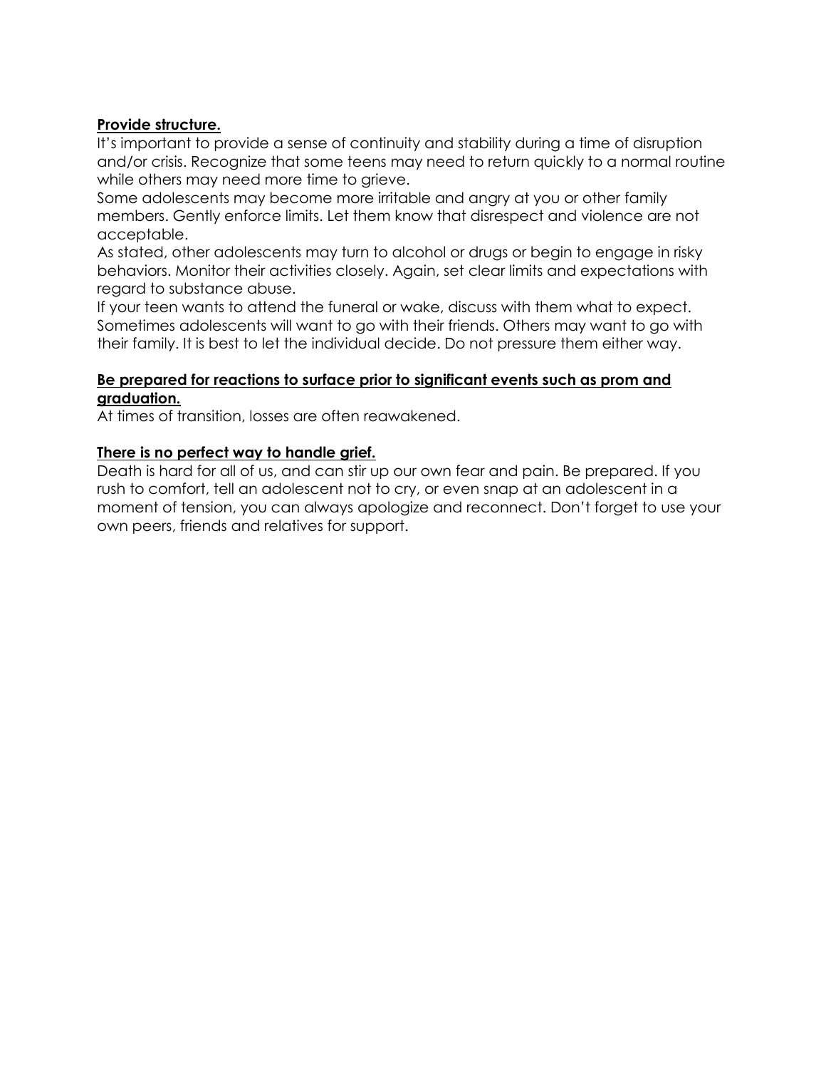**Provide structure.**

It's important to provide a sense of continuity and stability during a time of disruption and/or crisis. Recognize that some teens may need to return quickly to a normal routine while others may need more time to grieve.

Some adolescents may become more irritable and angry at you or other family members. Gently enforce limits. Let them know that disrespect and violence are not acceptable.

As stated, other adolescents may turn to alcohol or drugs or begin to engage in risky behaviors. Monitor their activities closely. Again, set clear limits and expectations with regard to substance abuse.

If your teen wants to attend the funeral or wake, discuss with them what to expect. Sometimes adolescents will want to go with their friends. Others may want to go with their family. It is best to let the individual decide. Do not pressure them either way.

**Be prepared for reactions to surface prior to significant events such as prom and graduation.**

At times of transition, losses are often reawakened.

**There is no perfect way to handle grief.**

Death is hard for all of us, and can stir up our own fear and pain. Be prepared. If you rush to comfort, tell an adolescent not to cry, or even snap at an adolescent in a moment of tension, you can always apologize and reconnect. Don't forget to use your own peers, friends and relatives for support.